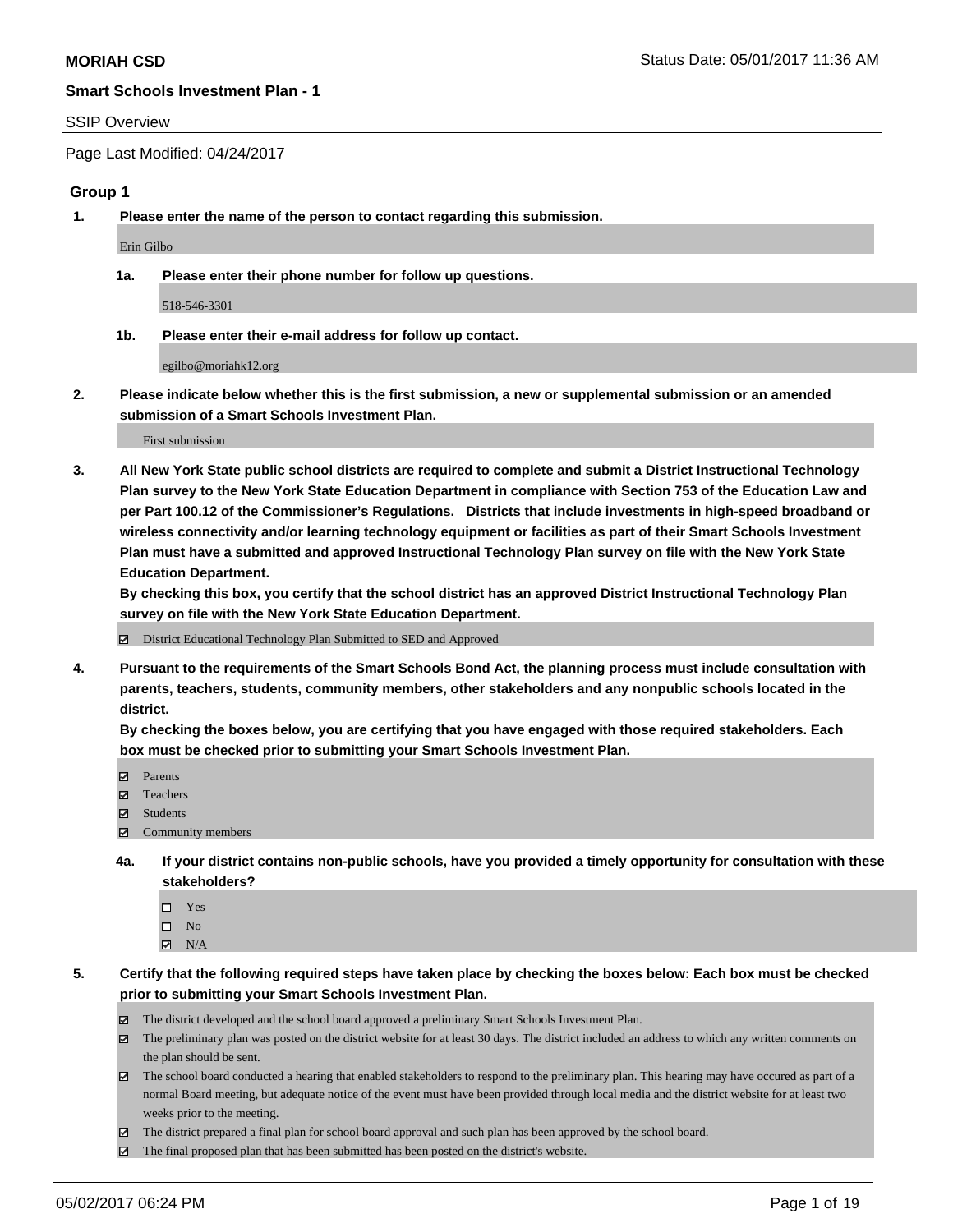**MORIAH CSD** Status Date: 05/01/2017 11:36 AM

**Smart Schools Investment Plan - 1**

SSIP Overview

Page Last Modified: 04/24/2017

## Group 1

**1. Please enter the name of the person to contact regarding this submission.**

Erin Gilbo

**1a. Please enter their phone number for follow up questions.**

518-546-3301

**1b. Please enter their e-mail address for follow up contact.**

egilbo@moriahk12.org

**2. Please indicate below whether this is the first submission, a new or supplemental submission or an amended submission of a Smart Schools Investment Plan.**

First submission

**3. All New York State public school districts are required to complete and submit a District Instructional Technology Plan survey to the New York State Education Department in compliance with Section 753 of the Education Law and per Part 100.12 of the Commissioner's Regulations. Districts that include investments in high-speed broadband or wireless connectivity and/or learning technology equipment or facilities as part of their Smart Schools Investment Plan must have a submitted and approved Instructional Technology Plan survey on file with the New York State Education Department.**
**By checking this box, you certify that the school district has an approved District Instructional Technology Plan survey on file with the New York State Education Department.**

- ☑ District Educational Technology Plan Submitted to SED and Approved

**4. Pursuant to the requirements of the Smart Schools Bond Act, the planning process must include consultation with parents, teachers, students, community members, other stakeholders and any nonpublic schools located in the district.**
**By checking the boxes below, you are certifying that you have engaged with those required stakeholders. Each box must be checked prior to submitting your Smart Schools Investment Plan.**

- ☑ Parents
- ☑ Teachers
- ☑ Students
- ☑ Community members

**4a. If your district contains non-public schools, have you provided a timely opportunity for consultation with these stakeholders?**

- ☐ Yes
- ☐ No
- ☑ N/A

**5. Certify that the following required steps have taken place by checking the boxes below: Each box must be checked prior to submitting your Smart Schools Investment Plan.**

- ☑ The district developed and the school board approved a preliminary Smart Schools Investment Plan.
- ☑ The preliminary plan was posted on the district website for at least 30 days. The district included an address to which any written comments on the plan should be sent.
- ☑ The school board conducted a hearing that enabled stakeholders to respond to the preliminary plan. This hearing may have occured as part of a normal Board meeting, but adequate notice of the event must have been provided through local media and the district website for at least two weeks prior to the meeting.
- ☑ The district prepared a final plan for school board approval and such plan has been approved by the school board.
- ☑ The final proposed plan that has been submitted has been posted on the district's website.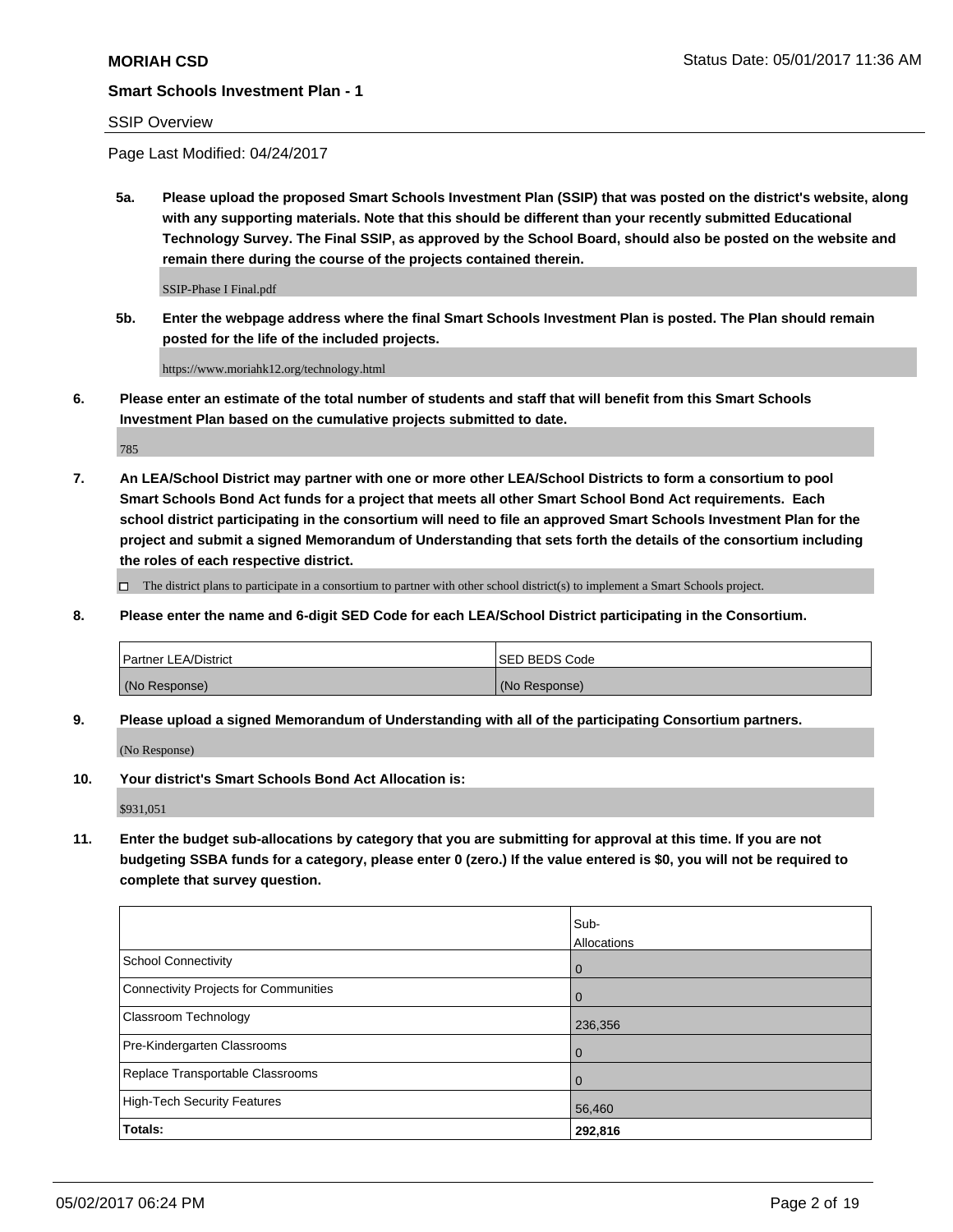**MORIAH CSD** Status Date: 05/01/2017 11:36 AM

**Smart Schools Investment Plan - 1**

SSIP Overview

Page Last Modified: 04/24/2017

**5a. Please upload the proposed Smart Schools Investment Plan (SSIP) that was posted on the district's website, along with any supporting materials. Note that this should be different than your recently submitted Educational Technology Survey. The Final SSIP, as approved by the School Board, should also be posted on the website and remain there during the course of the projects contained therein.**

SSIP-Phase I Final.pdf

**5b. Enter the webpage address where the final Smart Schools Investment Plan is posted. The Plan should remain posted for the life of the included projects.**

https://www.moriahk12.org/technology.html

**6. Please enter an estimate of the total number of students and staff that will benefit from this Smart Schools Investment Plan based on the cumulative projects submitted to date.**

785

**7. An LEA/School District may partner with one or more other LEA/School Districts to form a consortium to pool Smart Schools Bond Act funds for a project that meets all other Smart School Bond Act requirements. Each school district participating in the consortium will need to file an approved Smart Schools Investment Plan for the project and submit a signed Memorandum of Understanding that sets forth the details of the consortium including the roles of each respective district.**

☐ The district plans to participate in a consortium to partner with other school district(s) to implement a Smart Schools project.

**8. Please enter the name and 6-digit SED Code for each LEA/School District participating in the Consortium.**

| Partner LEA/District | SED BEDS Code |
|---|---|
| (No Response) | (No Response) |

**9. Please upload a signed Memorandum of Understanding with all of the participating Consortium partners.**

(No Response)

**10. Your district's Smart Schools Bond Act Allocation is:**

$931,051

**11. Enter the budget sub-allocations by category that you are submitting for approval at this time. If you are not budgeting SSBA funds for a category, please enter 0 (zero.) If the value entered is $0, you will not be required to complete that survey question.**

| | Sub-Allocations |
|---|---|
| School Connectivity | 0 |
| Connectivity Projects for Communities | 0 |
| Classroom Technology | 236,356 |
| Pre-Kindergarten Classrooms | 0 |
| Replace Transportable Classrooms | 0 |
| High-Tech Security Features | 56,460 |
| **Totals:** | **292,816** |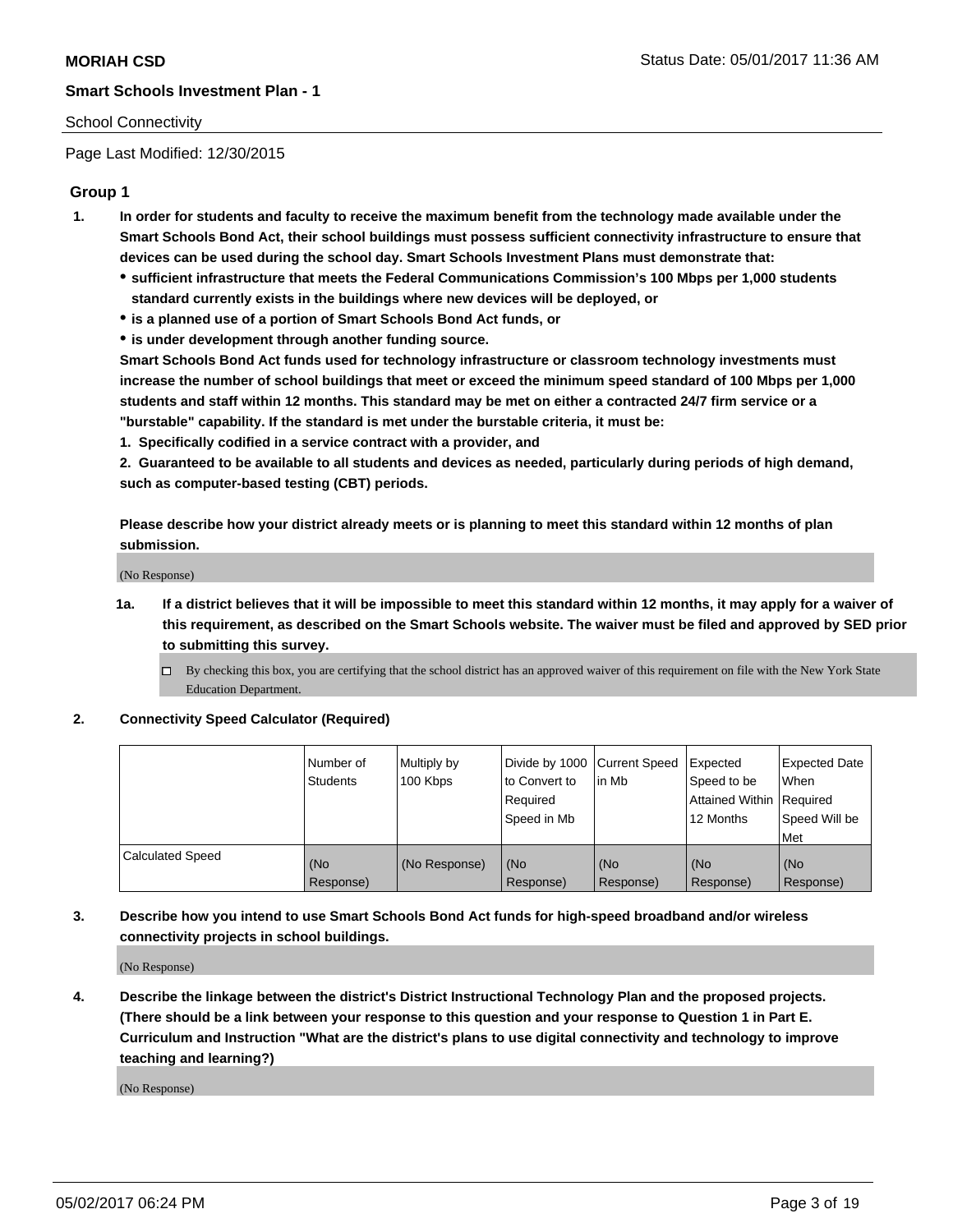**MORIAH CSD** Status Date: 05/01/2017 11:36 AM

**Smart Schools Investment Plan - 1**

School Connectivity

Page Last Modified: 12/30/2015

## Group 1

1. **In order for students and faculty to receive the maximum benefit from the technology made available under the Smart Schools Bond Act, their school buildings must possess sufficient connectivity infrastructure to ensure that devices can be used during the school day. Smart Schools Investment Plans must demonstrate that:**
   - **sufficient infrastructure that meets the Federal Communications Commission's 100 Mbps per 1,000 students standard currently exists in the buildings where new devices will be deployed, or**
   - **is a planned use of a portion of Smart Schools Bond Act funds, or**
   - **is under development through another funding source.**

   **Smart Schools Bond Act funds used for technology infrastructure or classroom technology investments must increase the number of school buildings that meet or exceed the minimum speed standard of 100 Mbps per 1,000 students and staff within 12 months. This standard may be met on either a contracted 24/7 firm service or a "burstable" capability. If the standard is met under the burstable criteria, it must be:**

   **1. Specifically codified in a service contract with a provider, and**

   **2. Guaranteed to be available to all students and devices as needed, particularly during periods of high demand, such as computer-based testing (CBT) periods.**

   **Please describe how your district already meets or is planning to meet this standard within 12 months of plan submission.**

   (No Response)

   1a. **If a district believes that it will be impossible to meet this standard within 12 months, it may apply for a waiver of this requirement, as described on the Smart Schools website. The waiver must be filed and approved by SED prior to submitting this survey.**

   ☐ By checking this box, you are certifying that the school district has an approved waiver of this requirement on file with the New York State Education Department.

2. **Connectivity Speed Calculator (Required)**

| | Number of Students | Multiply by 100 Kbps | Divide by 1000 to Convert to Required Speed in Mb | Current Speed in Mb | Expected Speed to be Attained Within 12 Months | Expected Date When Required Speed Will be Met |
|---|---|---|---|---|---|---|
| Calculated Speed | (No Response) | (No Response) | (No Response) | (No Response) | (No Response) | (No Response) |

3. **Describe how you intend to use Smart Schools Bond Act funds for high-speed broadband and/or wireless connectivity projects in school buildings.**

   (No Response)

4. **Describe the linkage between the district's District Instructional Technology Plan and the proposed projects. (There should be a link between your response to this question and your response to Question 1 in Part E. Curriculum and Instruction "What are the district's plans to use digital connectivity and technology to improve teaching and learning?)**

   (No Response)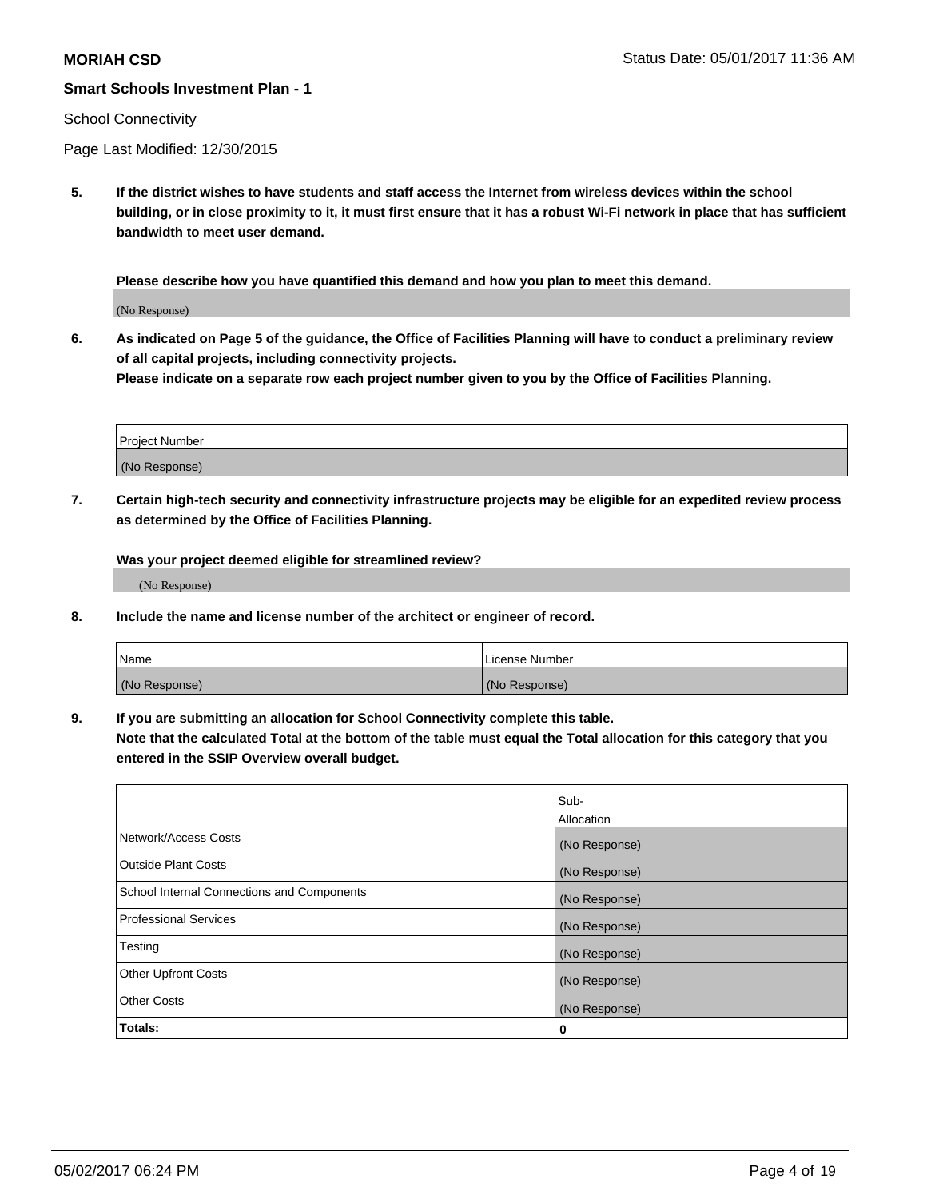**MORIAH CSD** Status Date: 05/01/2017 11:36 AM

**Smart Schools Investment Plan - 1**

School Connectivity

Page Last Modified: 12/30/2015

**5. If the district wishes to have students and staff access the Internet from wireless devices within the school building, or in close proximity to it, it must first ensure that it has a robust Wi-Fi network in place that has sufficient bandwidth to meet user demand.**

**Please describe how you have quantified this demand and how you plan to meet this demand.**

(No Response)

**6. As indicated on Page 5 of the guidance, the Office of Facilities Planning will have to conduct a preliminary review of all capital projects, including connectivity projects.**
**Please indicate on a separate row each project number given to you by the Office of Facilities Planning.**

| Project Number |
| --- |
| (No Response) |

**7. Certain high-tech security and connectivity infrastructure projects may be eligible for an expedited review process as determined by the Office of Facilities Planning.**

**Was your project deemed eligible for streamlined review?**

(No Response)

**8. Include the name and license number of the architect or engineer of record.**

| Name | License Number |
| --- | --- |
| (No Response) | (No Response) |

**9. If you are submitting an allocation for School Connectivity complete this table.**
**Note that the calculated Total at the bottom of the table must equal the Total allocation for this category that you entered in the SSIP Overview overall budget.**

| | Sub-Allocation |
| --- | --- |
| Network/Access Costs | (No Response) |
| Outside Plant Costs | (No Response) |
| School Internal Connections and Components | (No Response) |
| Professional Services | (No Response) |
| Testing | (No Response) |
| Other Upfront Costs | (No Response) |
| Other Costs | (No Response) |
| **Totals:** | **0** |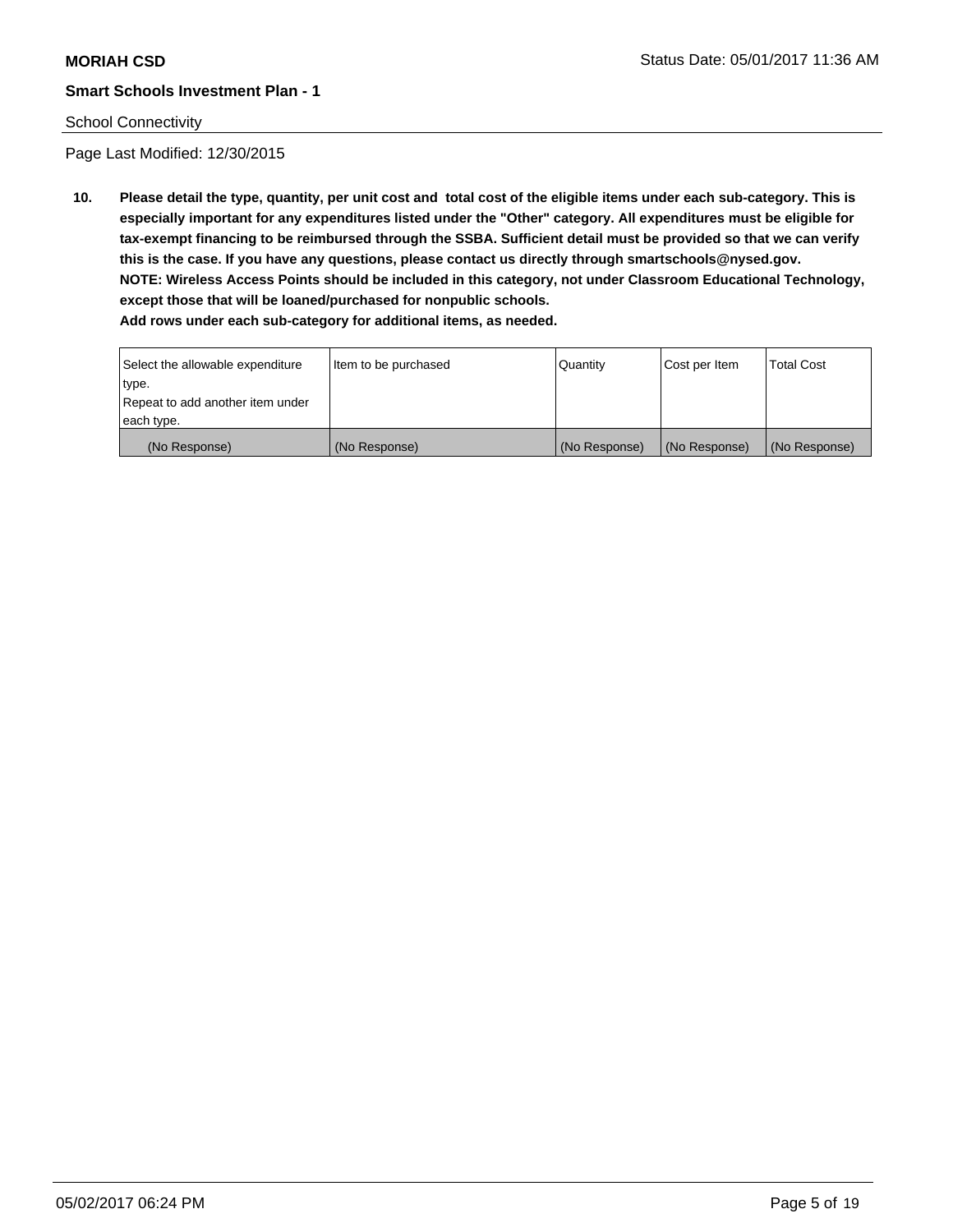**MORIAH CSD**

**Smart Schools Investment Plan - 1**

School Connectivity

Page Last Modified: 12/30/2015

**10. Please detail the type, quantity, per unit cost and total cost of the eligible items under each sub-category. This is especially important for any expenditures listed under the "Other" category. All expenditures must be eligible for tax-exempt financing to be reimbursed through the SSBA. Sufficient detail must be provided so that we can verify this is the case. If you have any questions, please contact us directly through smartschools@nysed.gov.**
**NOTE: Wireless Access Points should be included in this category, not under Classroom Educational Technology, except those that will be loaned/purchased for nonpublic schools.**
**Add rows under each sub-category for additional items, as needed.**

| Select the allowable expenditure type. Repeat to add another item under each type. | Item to be purchased | Quantity | Cost per Item | Total Cost |
|---|---|---|---|---|
| (No Response) | (No Response) | (No Response) | (No Response) | (No Response) |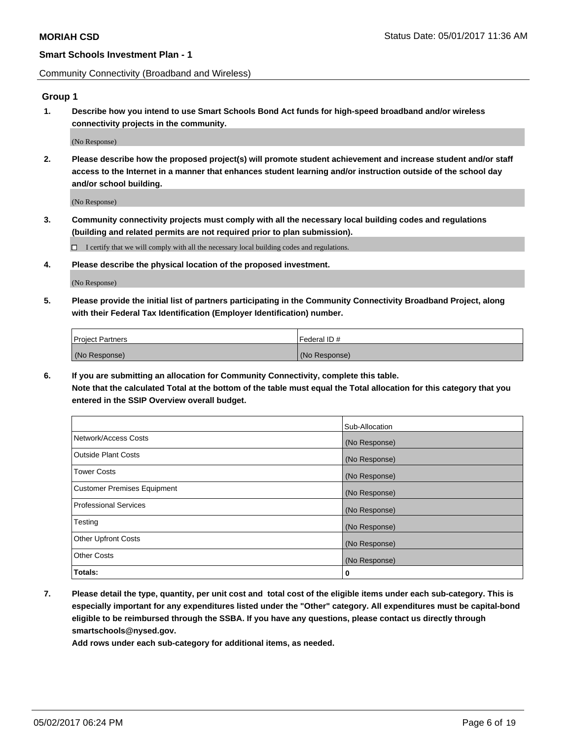MORIAH CSD

Status Date: 05/01/2017 11:36 AM

**Smart Schools Investment Plan - 1**

Community Connectivity (Broadband and Wireless)

## Group 1

**1. Describe how you intend to use Smart Schools Bond Act funds for high-speed broadband and/or wireless connectivity projects in the community.**

(No Response)

**2. Please describe how the proposed project(s) will promote student achievement and increase student and/or staff access to the Internet in a manner that enhances student learning and/or instruction outside of the school day and/or school building.**

(No Response)

**3. Community connectivity projects must comply with all the necessary local building codes and regulations (building and related permits are not required prior to plan submission).**

☐ I certify that we will comply with all the necessary local building codes and regulations.

**4. Please describe the physical location of the proposed investment.**

(No Response)

**5. Please provide the initial list of partners participating in the Community Connectivity Broadband Project, along with their Federal Tax Identification (Employer Identification) number.**

| Project Partners | Federal ID # |
|---|---|
| (No Response) | (No Response) |

**6. If you are submitting an allocation for Community Connectivity, complete this table.**
**Note that the calculated Total at the bottom of the table must equal the Total allocation for this category that you entered in the SSIP Overview overall budget.**

| | Sub-Allocation |
|---|---|
| Network/Access Costs | (No Response) |
| Outside Plant Costs | (No Response) |
| Tower Costs | (No Response) |
| Customer Premises Equipment | (No Response) |
| Professional Services | (No Response) |
| Testing | (No Response) |
| Other Upfront Costs | (No Response) |
| Other Costs | (No Response) |
| **Totals:** | **0** |

**7. Please detail the type, quantity, per unit cost and total cost of the eligible items under each sub-category. This is especially important for any expenditures listed under the "Other" category. All expenditures must be capital-bond eligible to be reimbursed through the SSBA. If you have any questions, please contact us directly through smartschools@nysed.gov.**
**Add rows under each sub-category for additional items, as needed.**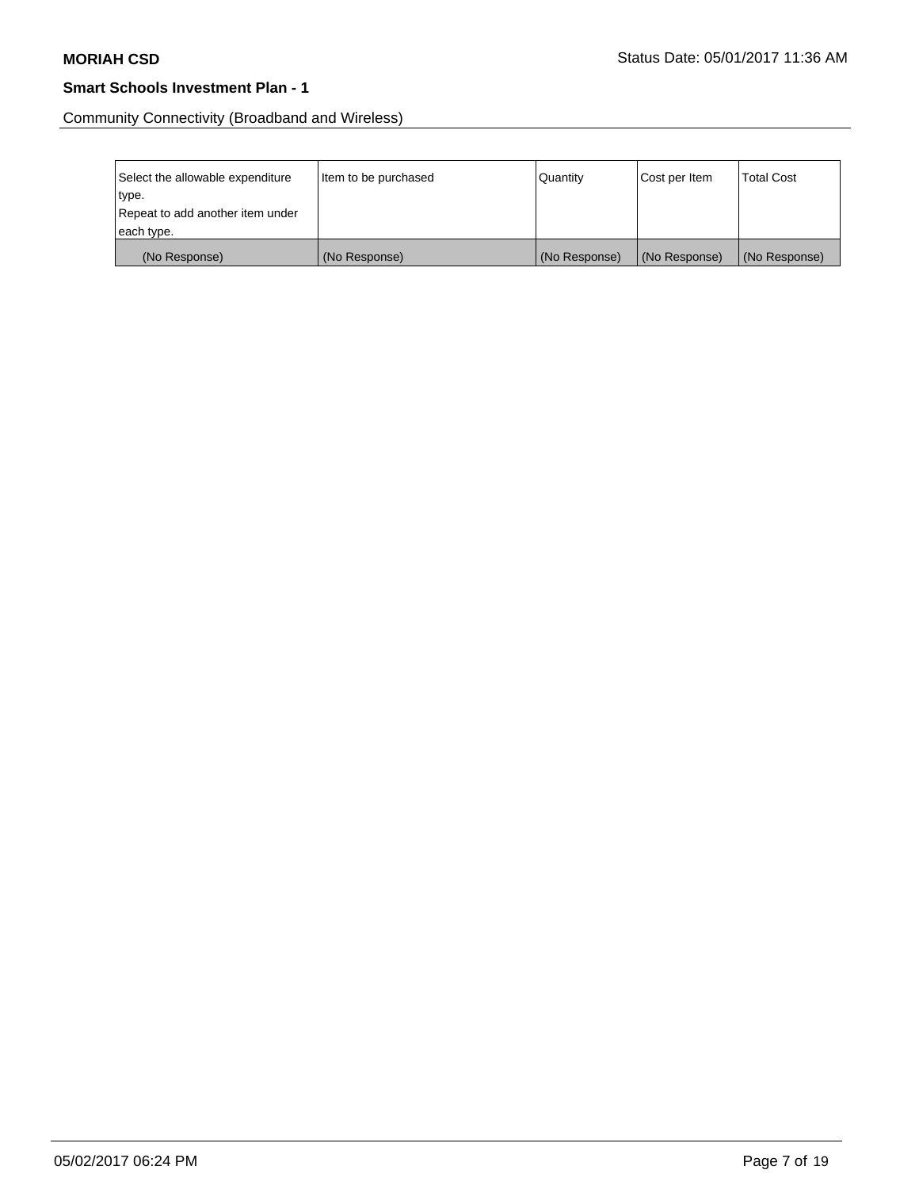Community Connectivity (Broadband and Wireless)

| Select the allowable expenditure type. Repeat to add another item under each type. | Item to be purchased | Quantity | Cost per Item | Total Cost |
|---|---|---|---|---|
| (No Response) | (No Response) | (No Response) | (No Response) | (No Response) |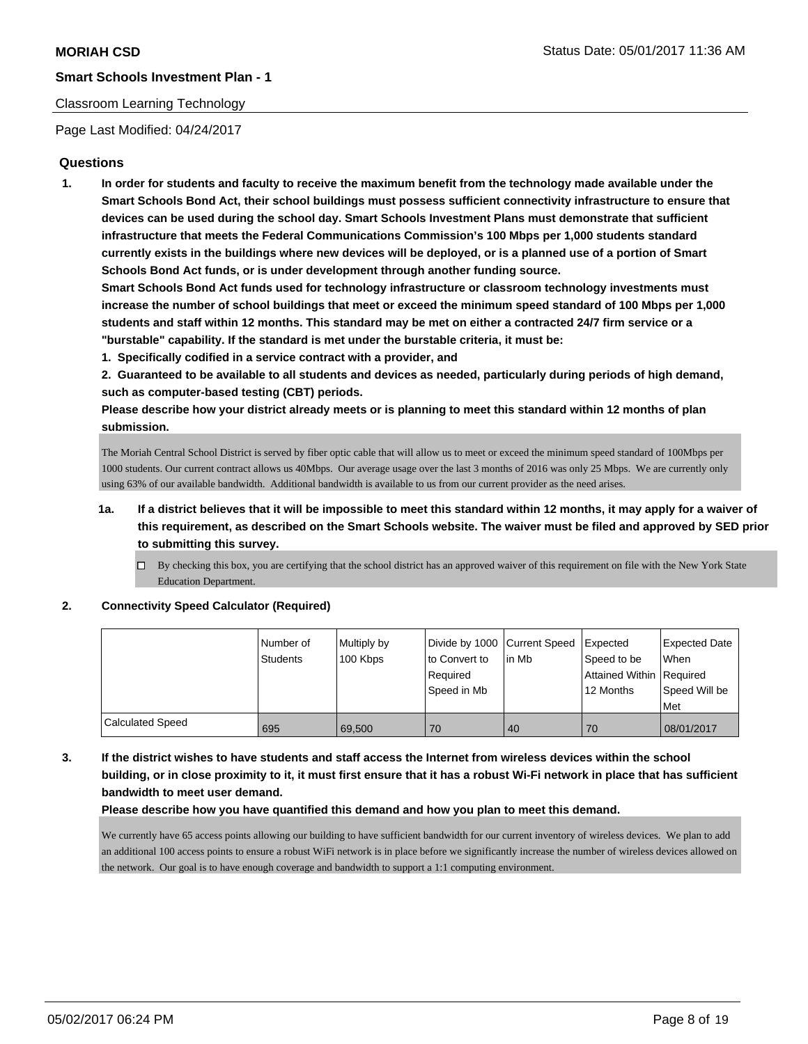**MORIAH CSD**

Status Date: 05/01/2017 11:36 AM

**Smart Schools Investment Plan - 1**

Classroom Learning Technology

Page Last Modified: 04/24/2017

## Questions

1. **In order for students and faculty to receive the maximum benefit from the technology made available under the Smart Schools Bond Act, their school buildings must possess sufficient connectivity infrastructure to ensure that devices can be used during the school day. Smart Schools Investment Plans must demonstrate that sufficient infrastructure that meets the Federal Communications Commission's 100 Mbps per 1,000 students standard currently exists in the buildings where new devices will be deployed, or is a planned use of a portion of Smart Schools Bond Act funds, or is under development through another funding source.**

   **Smart Schools Bond Act funds used for technology infrastructure or classroom technology investments must increase the number of school buildings that meet or exceed the minimum speed standard of 100 Mbps per 1,000 students and staff within 12 months. This standard may be met on either a contracted 24/7 firm service or a "burstable" capability. If the standard is met under the burstable criteria, it must be:**

   **1. Specifically codified in a service contract with a provider, and**

   **2. Guaranteed to be available to all students and devices as needed, particularly during periods of high demand, such as computer-based testing (CBT) periods.**

   **Please describe how your district already meets or is planning to meet this standard within 12 months of plan submission.**

   The Moriah Central School District is served by fiber optic cable that will allow us to meet or exceed the minimum speed standard of 100Mbps per 1000 students. Our current contract allows us 40Mbps. Our average usage over the last 3 months of 2016 was only 25 Mbps. We are currently only using 63% of our available bandwidth. Additional bandwidth is available to us from our current provider as the need arises.

   1a. **If a district believes that it will be impossible to meet this standard within 12 months, it may apply for a waiver of this requirement, as described on the Smart Schools website. The waiver must be filed and approved by SED prior to submitting this survey.**

   - ☐ By checking this box, you are certifying that the school district has an approved waiver of this requirement on file with the New York State Education Department.

2. **Connectivity Speed Calculator (Required)**

| | Number of Students | Multiply by 100 Kbps | Divide by 1000 to Convert to Required Speed in Mb | Current Speed in Mb | Expected Speed to be Attained Within 12 Months | Expected Date When Required Speed Will be Met |
|---|---|---|---|---|---|---|
| Calculated Speed | 695 | 69,500 | 70 | 40 | 70 | 08/01/2017 |

3. **If the district wishes to have students and staff access the Internet from wireless devices within the school building, or in close proximity to it, it must first ensure that it has a robust Wi-Fi network in place that has sufficient bandwidth to meet user demand.**

   **Please describe how you have quantified this demand and how you plan to meet this demand.**

   We currently have 65 access points allowing our building to have sufficient bandwidth for our current inventory of wireless devices. We plan to add an additional 100 access points to ensure a robust WiFi network is in place before we significantly increase the number of wireless devices allowed on the network. Our goal is to have enough coverage and bandwidth to support a 1:1 computing environment.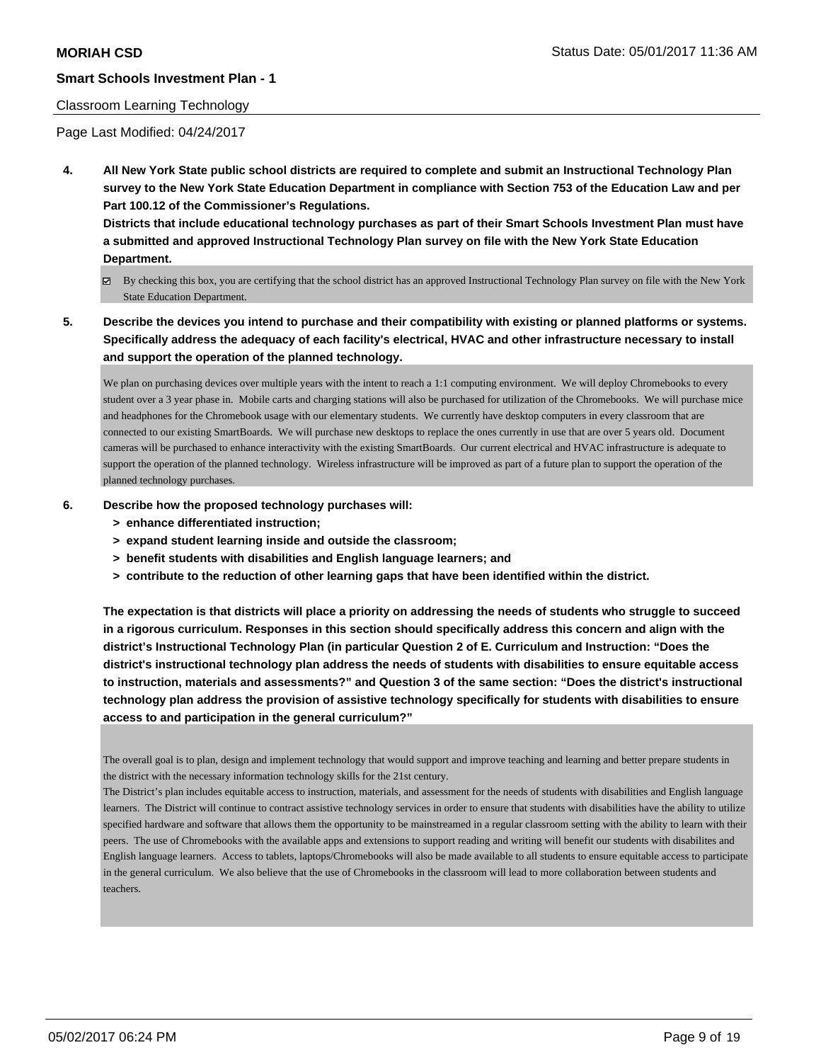Classroom Learning Technology

Page Last Modified: 04/24/2017

**4. All New York State public school districts are required to complete and submit an Instructional Technology Plan survey to the New York State Education Department in compliance with Section 753 of the Education Law and per Part 100.12 of the Commissioner's Regulations.**

**Districts that include educational technology purchases as part of their Smart Schools Investment Plan must have a submitted and approved Instructional Technology Plan survey on file with the New York State Education Department.**

☑ By checking this box, you are certifying that the school district has an approved Instructional Technology Plan survey on file with the New York State Education Department.

**5. Describe the devices you intend to purchase and their compatibility with existing or planned platforms or systems. Specifically address the adequacy of each facility's electrical, HVAC and other infrastructure necessary to install and support the operation of the planned technology.**

We plan on purchasing devices over multiple years with the intent to reach a 1:1 computing environment. We will deploy Chromebooks to every student over a 3 year phase in. Mobile carts and charging stations will also be purchased for utilization of the Chromebooks. We will purchase mice and headphones for the Chromebook usage with our elementary students. We currently have desktop computers in every classroom that are connected to our existing SmartBoards. We will purchase new desktops to replace the ones currently in use that are over 5 years old. Document cameras will be purchased to enhance interactivity with the existing SmartBoards. Our current electrical and HVAC infrastructure is adequate to support the operation of the planned technology. Wireless infrastructure will be improved as part of a future plan to support the operation of the planned technology purchases.

**6. Describe how the proposed technology purchases will:**
- **> enhance differentiated instruction;**
- **> expand student learning inside and outside the classroom;**
- **> benefit students with disabilities and English language learners; and**
- **> contribute to the reduction of other learning gaps that have been identified within the district.**

**The expectation is that districts will place a priority on addressing the needs of students who struggle to succeed in a rigorous curriculum. Responses in this section should specifically address this concern and align with the district's Instructional Technology Plan (in particular Question 2 of E. Curriculum and Instruction: "Does the district's instructional technology plan address the needs of students with disabilities to ensure equitable access to instruction, materials and assessments?" and Question 3 of the same section: "Does the district's instructional technology plan address the provision of assistive technology specifically for students with disabilities to ensure access to and participation in the general curriculum?"**

The overall goal is to plan, design and implement technology that would support and improve teaching and learning and better prepare students in the district with the necessary information technology skills for the 21st century.
The District's plan includes equitable access to instruction, materials, and assessment for the needs of students with disabilities and English language learners. The District will continue to contract assistive technology services in order to ensure that students with disabilities have the ability to utilize specified hardware and software that allows them the opportunity to be mainstreamed in a regular classroom setting with the ability to learn with their peers. The use of Chromebooks with the available apps and extensions to support reading and writing will benefit our students with disabilites and English language learners. Access to tablets, laptops/Chromebooks will also be made available to all students to ensure equitable access to participate in the general curriculum. We also believe that the use of Chromebooks in the classroom will lead to more collaboration between students and teachers.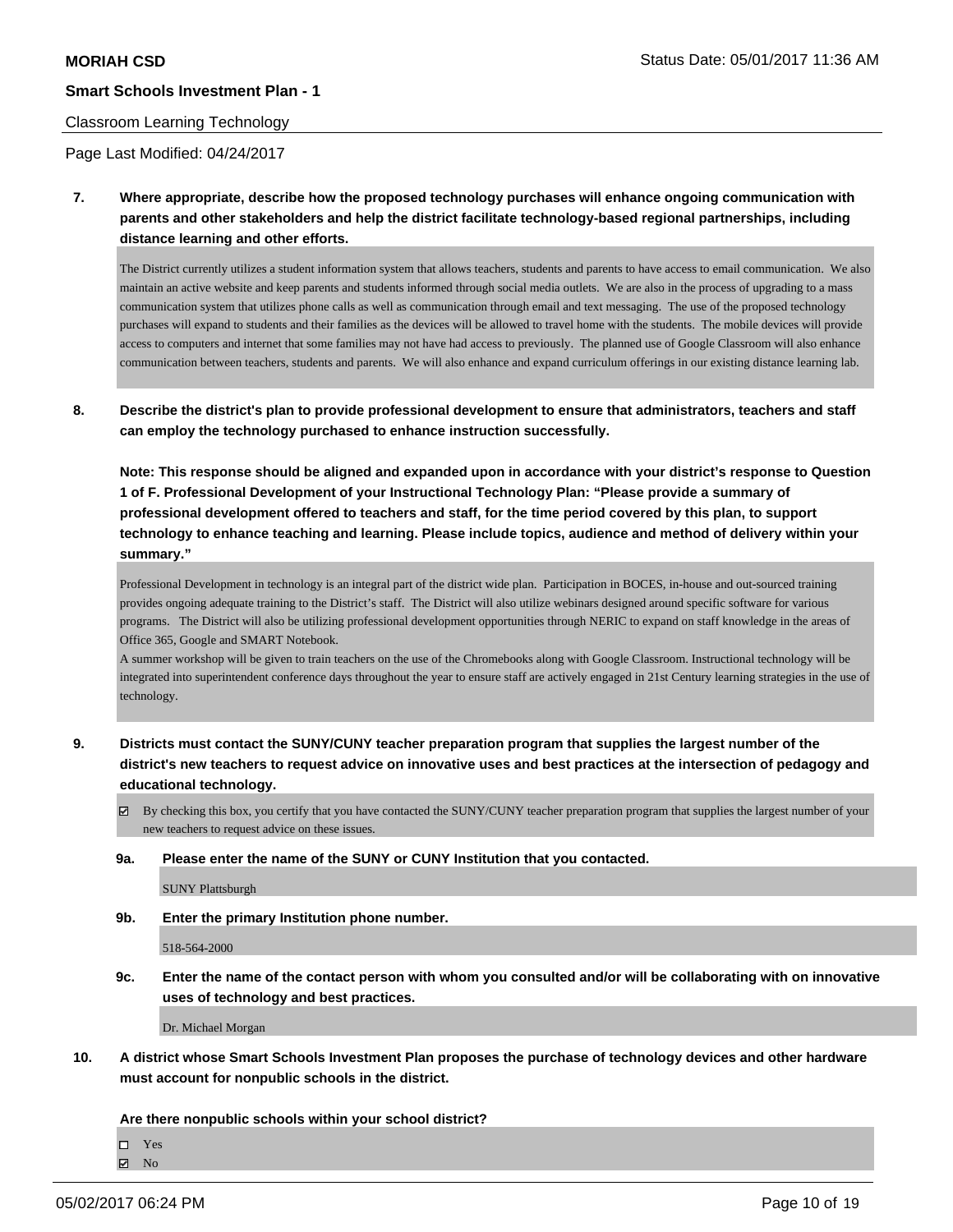Classroom Learning Technology

Page Last Modified: 04/24/2017

**7. Where appropriate, describe how the proposed technology purchases will enhance ongoing communication with parents and other stakeholders and help the district facilitate technology-based regional partnerships, including distance learning and other efforts.**

The District currently utilizes a student information system that allows teachers, students and parents to have access to email communication. We also maintain an active website and keep parents and students informed through social media outlets. We are also in the process of upgrading to a mass communication system that utilizes phone calls as well as communication through email and text messaging. The use of the proposed technology purchases will expand to students and their families as the devices will be allowed to travel home with the students. The mobile devices will provide access to computers and internet that some families may not have had access to previously. The planned use of Google Classroom will also enhance communication between teachers, students and parents. We will also enhance and expand curriculum offerings in our existing distance learning lab.

**8. Describe the district's plan to provide professional development to ensure that administrators, teachers and staff can employ the technology purchased to enhance instruction successfully.**

**Note: This response should be aligned and expanded upon in accordance with your district's response to Question 1 of F. Professional Development of your Instructional Technology Plan: "Please provide a summary of professional development offered to teachers and staff, for the time period covered by this plan, to support technology to enhance teaching and learning. Please include topics, audience and method of delivery within your summary."**

Professional Development in technology is an integral part of the district wide plan. Participation in BOCES, in-house and out-sourced training provides ongoing adequate training to the District's staff. The District will also utilize webinars designed around specific software for various programs. The District will also be utilizing professional development opportunities through NERIC to expand on staff knowledge in the areas of Office 365, Google and SMART Notebook.
A summer workshop will be given to train teachers on the use of the Chromebooks along with Google Classroom. Instructional technology will be integrated into superintendent conference days throughout the year to ensure staff are actively engaged in 21st Century learning strategies in the use of technology.

**9. Districts must contact the SUNY/CUNY teacher preparation program that supplies the largest number of the district's new teachers to request advice on innovative uses and best practices at the intersection of pedagogy and educational technology.**

☑ By checking this box, you certify that you have contacted the SUNY/CUNY teacher preparation program that supplies the largest number of your new teachers to request advice on these issues.

**9a. Please enter the name of the SUNY or CUNY Institution that you contacted.**

SUNY Plattsburgh

**9b. Enter the primary Institution phone number.**

518-564-2000

**9c. Enter the name of the contact person with whom you consulted and/or will be collaborating with on innovative uses of technology and best practices.**

Dr. Michael Morgan

**10. A district whose Smart Schools Investment Plan proposes the purchase of technology devices and other hardware must account for nonpublic schools in the district.**

**Are there nonpublic schools within your school district?**

☐ Yes
☑ No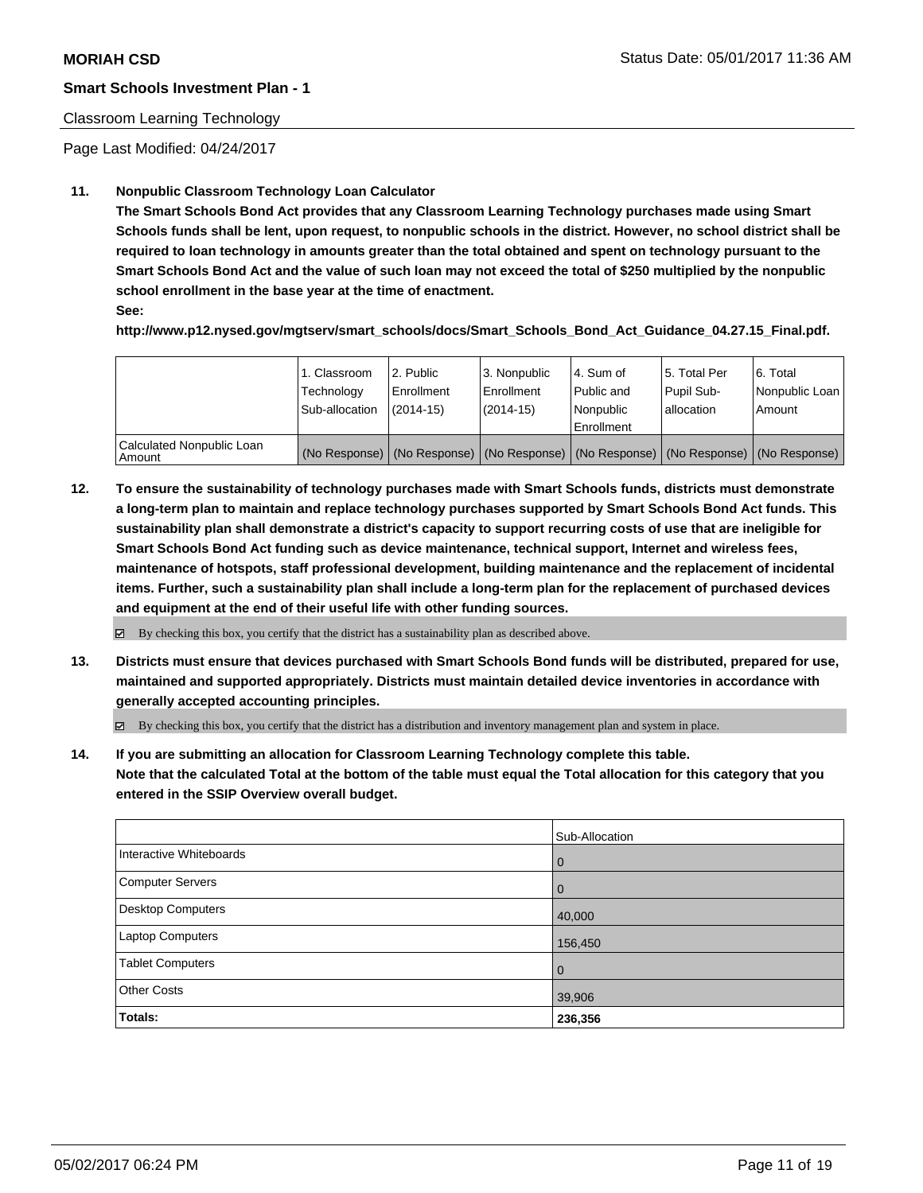**Smart Schools Investment Plan - 1**

Classroom Learning Technology

Page Last Modified: 04/24/2017

**11. Nonpublic Classroom Technology Loan Calculator**

**The Smart Schools Bond Act provides that any Classroom Learning Technology purchases made using Smart Schools funds shall be lent, upon request, to nonpublic schools in the district. However, no school district shall be required to loan technology in amounts greater than the total obtained and spent on technology pursuant to the Smart Schools Bond Act and the value of such loan may not exceed the total of $250 multiplied by the nonpublic school enrollment in the base year at the time of enactment.**

**See:**

**http://www.p12.nysed.gov/mgtserv/smart_schools/docs/Smart_Schools_Bond_Act_Guidance_04.27.15_Final.pdf.**

| | 1. Classroom Technology Sub-allocation | 2. Public Enrollment (2014-15) | 3. Nonpublic Enrollment (2014-15) | 4. Sum of Public and Nonpublic Enrollment | 5. Total Per Pupil Sub-allocation | 6. Total Nonpublic Loan Amount |
|---|---|---|---|---|---|---|
| Calculated Nonpublic Loan Amount | (No Response) | (No Response) | (No Response) | (No Response) | (No Response) | (No Response) |

**12. To ensure the sustainability of technology purchases made with Smart Schools funds, districts must demonstrate a long-term plan to maintain and replace technology purchases supported by Smart Schools Bond Act funds. This sustainability plan shall demonstrate a district's capacity to support recurring costs of use that are ineligible for Smart Schools Bond Act funding such as device maintenance, technical support, Internet and wireless fees, maintenance of hotspots, staff professional development, building maintenance and the replacement of incidental items. Further, such a sustainability plan shall include a long-term plan for the replacement of purchased devices and equipment at the end of their useful life with other funding sources.**

☑ By checking this box, you certify that the district has a sustainability plan as described above.

**13. Districts must ensure that devices purchased with Smart Schools Bond funds will be distributed, prepared for use, maintained and supported appropriately. Districts must maintain detailed device inventories in accordance with generally accepted accounting principles.**

☑ By checking this box, you certify that the district has a distribution and inventory management plan and system in place.

**14. If you are submitting an allocation for Classroom Learning Technology complete this table. Note that the calculated Total at the bottom of the table must equal the Total allocation for this category that you entered in the SSIP Overview overall budget.**

| | Sub-Allocation |
|---|---|
| Interactive Whiteboards | 0 |
| Computer Servers | 0 |
| Desktop Computers | 40,000 |
| Laptop Computers | 156,450 |
| Tablet Computers | 0 |
| Other Costs | 39,906 |
| **Totals:** | **236,356** |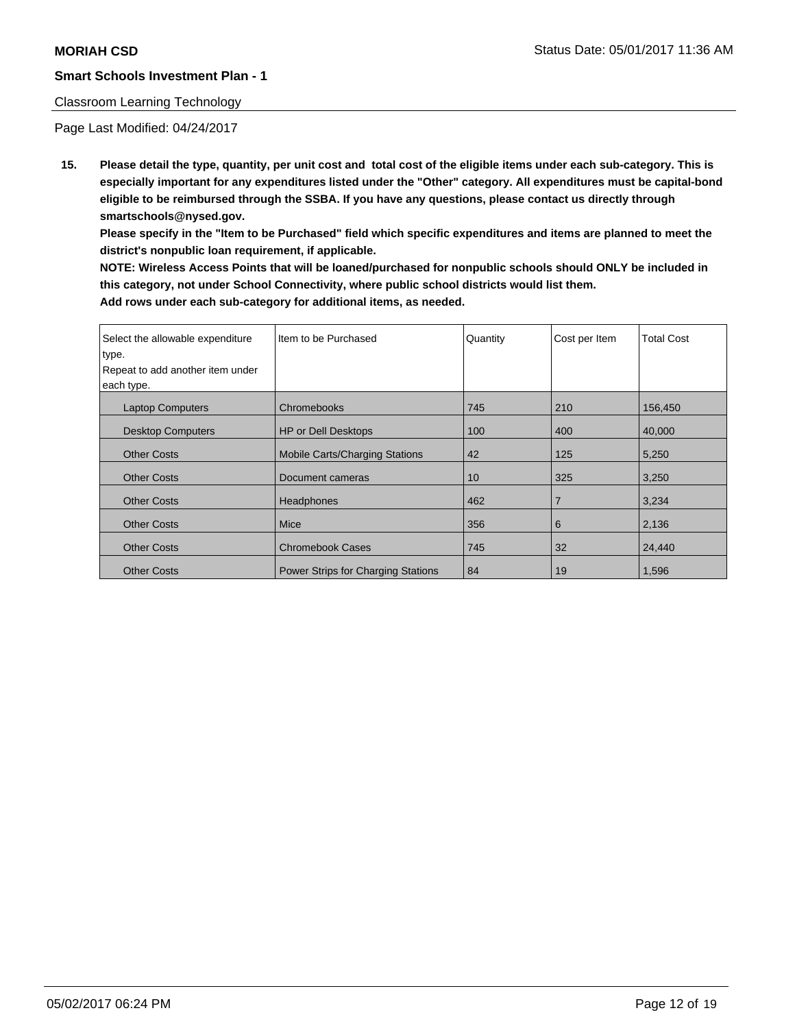Classroom Learning Technology

Page Last Modified: 04/24/2017

**15. Please detail the type, quantity, per unit cost and total cost of the eligible items under each sub-category. This is especially important for any expenditures listed under the "Other" category. All expenditures must be capital-bond eligible to be reimbursed through the SSBA. If you have any questions, please contact us directly through smartschools@nysed.gov.**

**Please specify in the "Item to be Purchased" field which specific expenditures and items are planned to meet the district's nonpublic loan requirement, if applicable.**

**NOTE: Wireless Access Points that will be loaned/purchased for nonpublic schools should ONLY be included in this category, not under School Connectivity, where public school districts would list them.**

**Add rows under each sub-category for additional items, as needed.**

| Select the allowable expenditure type. Repeat to add another item under each type. | Item to be Purchased | Quantity | Cost per Item | Total Cost |
|---|---|---|---|---|
| Laptop Computers | Chromebooks | 745 | 210 | 156,450 |
| Desktop Computers | HP or Dell Desktops | 100 | 400 | 40,000 |
| Other Costs | Mobile Carts/Charging Stations | 42 | 125 | 5,250 |
| Other Costs | Document cameras | 10 | 325 | 3,250 |
| Other Costs | Headphones | 462 | 7 | 3,234 |
| Other Costs | Mice | 356 | 6 | 2,136 |
| Other Costs | Chromebook Cases | 745 | 32 | 24,440 |
| Other Costs | Power Strips for Charging Stations | 84 | 19 | 1,596 |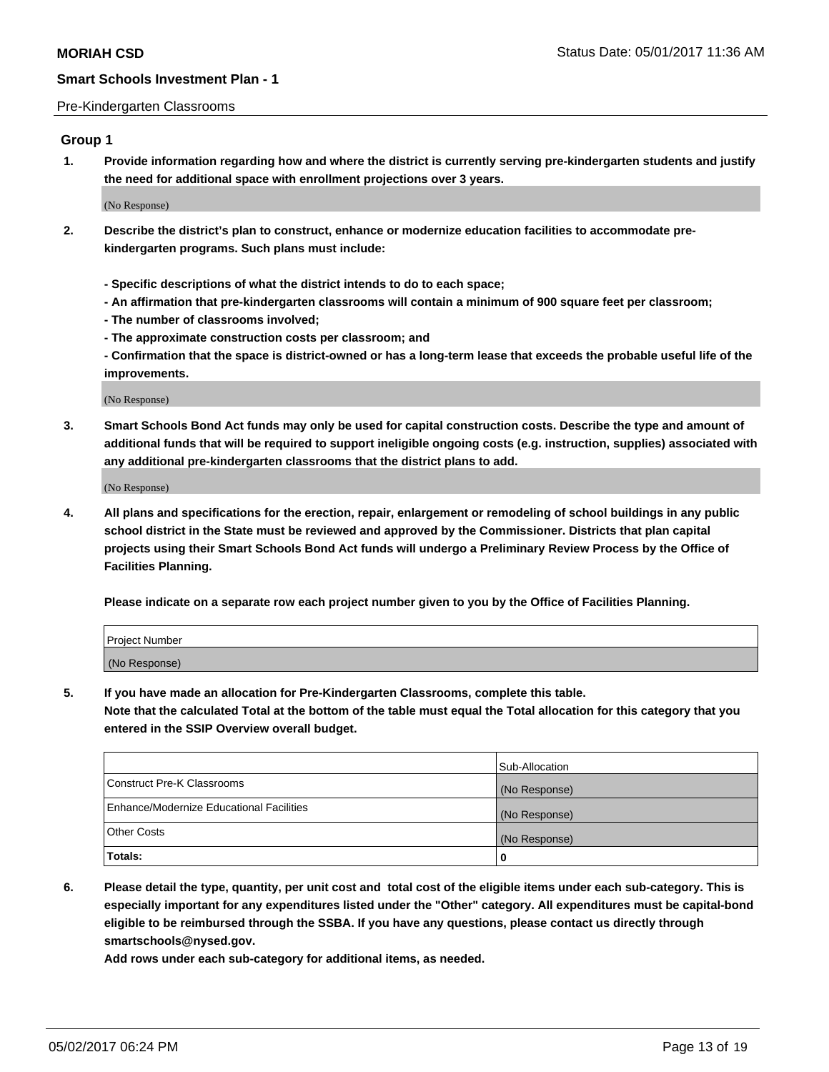Pre-Kindergarten Classrooms

### Group 1

**1. Provide information regarding how and where the district is currently serving pre-kindergarten students and justify the need for additional space with enrollment projections over 3 years.**

(No Response)

**2. Describe the district's plan to construct, enhance or modernize education facilities to accommodate pre-kindergarten programs. Such plans must include:**

**- Specific descriptions of what the district intends to do to each space;**
**- An affirmation that pre-kindergarten classrooms will contain a minimum of 900 square feet per classroom;**
**- The number of classrooms involved;**
**- The approximate construction costs per classroom; and**
**- Confirmation that the space is district-owned or has a long-term lease that exceeds the probable useful life of the improvements.**

(No Response)

**3. Smart Schools Bond Act funds may only be used for capital construction costs. Describe the type and amount of additional funds that will be required to support ineligible ongoing costs (e.g. instruction, supplies) associated with any additional pre-kindergarten classrooms that the district plans to add.**

(No Response)

**4. All plans and specifications for the erection, repair, enlargement or remodeling of school buildings in any public school district in the State must be reviewed and approved by the Commissioner. Districts that plan capital projects using their Smart Schools Bond Act funds will undergo a Preliminary Review Process by the Office of Facilities Planning.**

**Please indicate on a separate row each project number given to you by the Office of Facilities Planning.**

| Project Number |
|---|
| (No Response) |

**5. If you have made an allocation for Pre-Kindergarten Classrooms, complete this table.**
**Note that the calculated Total at the bottom of the table must equal the Total allocation for this category that you entered in the SSIP Overview overall budget.**

| | Sub-Allocation |
|---|---|
| Construct Pre-K Classrooms | (No Response) |
| Enhance/Modernize Educational Facilities | (No Response) |
| Other Costs | (No Response) |
| **Totals:** | **0** |

**6. Please detail the type, quantity, per unit cost and total cost of the eligible items under each sub-category. This is especially important for any expenditures listed under the "Other" category. All expenditures must be capital-bond eligible to be reimbursed through the SSBA. If you have any questions, please contact us directly through smartschools@nysed.gov.**
**Add rows under each sub-category for additional items, as needed.**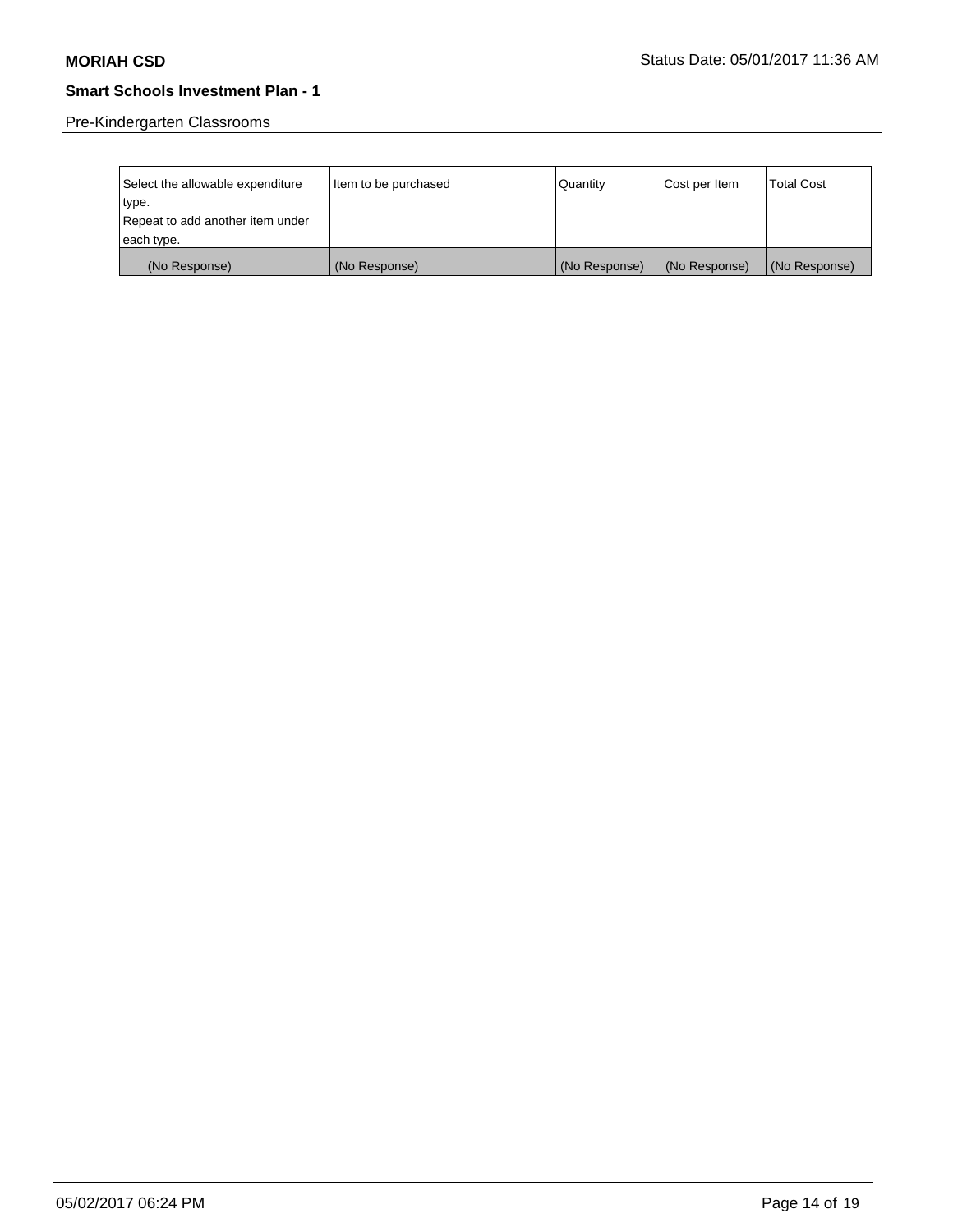## Pre-Kindergarten Classrooms

| Select the allowable expenditure type. Repeat to add another item under each type. | Item to be purchased | Quantity | Cost per Item | Total Cost |
|---|---|---|---|---|
| (No Response) | (No Response) | (No Response) | (No Response) | (No Response) |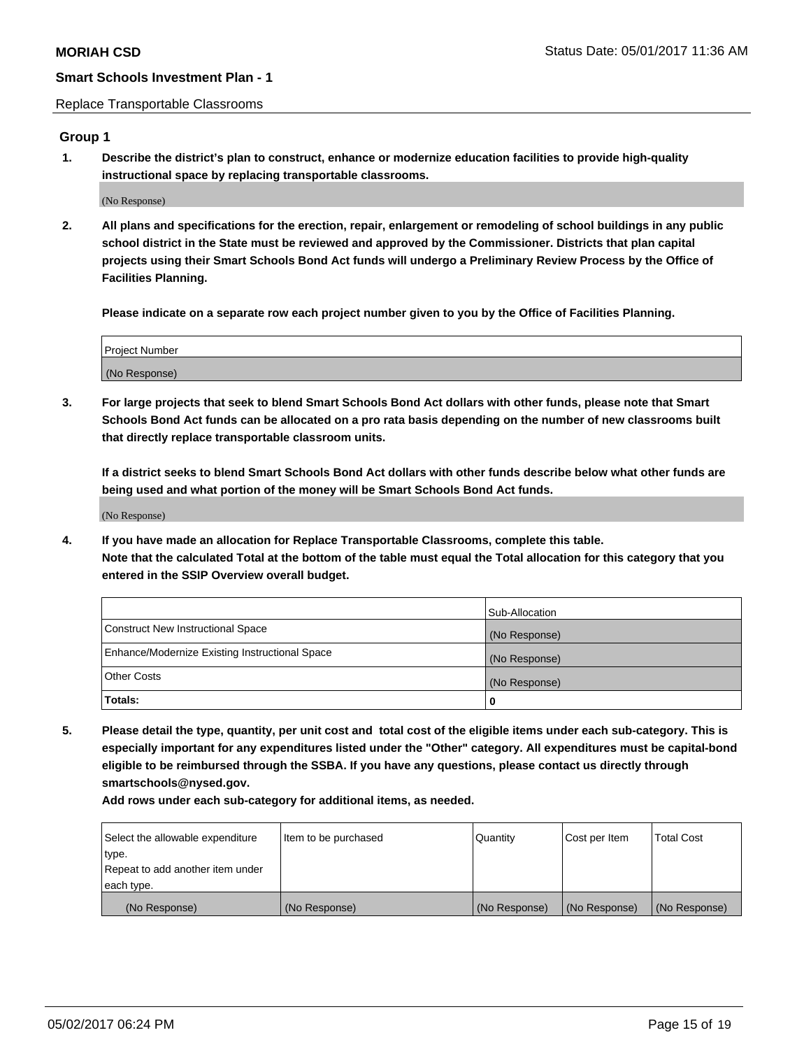Replace Transportable Classrooms

## Group 1

**1. Describe the district's plan to construct, enhance or modernize education facilities to provide high-quality instructional space by replacing transportable classrooms.**

(No Response)

**2. All plans and specifications for the erection, repair, enlargement or remodeling of school buildings in any public school district in the State must be reviewed and approved by the Commissioner. Districts that plan capital projects using their Smart Schools Bond Act funds will undergo a Preliminary Review Process by the Office of Facilities Planning.**

**Please indicate on a separate row each project number given to you by the Office of Facilities Planning.**

| Project Number |
|---|
| (No Response) |

**3. For large projects that seek to blend Smart Schools Bond Act dollars with other funds, please note that Smart Schools Bond Act funds can be allocated on a pro rata basis depending on the number of new classrooms built that directly replace transportable classroom units.**

**If a district seeks to blend Smart Schools Bond Act dollars with other funds describe below what other funds are being used and what portion of the money will be Smart Schools Bond Act funds.**

(No Response)

**4. If you have made an allocation for Replace Transportable Classrooms, complete this table. Note that the calculated Total at the bottom of the table must equal the Total allocation for this category that you entered in the SSIP Overview overall budget.**

| | Sub-Allocation |
|---|---|
| Construct New Instructional Space | (No Response) |
| Enhance/Modernize Existing Instructional Space | (No Response) |
| Other Costs | (No Response) |
| **Totals:** | **0** |

**5. Please detail the type, quantity, per unit cost and total cost of the eligible items under each sub-category. This is especially important for any expenditures listed under the "Other" category. All expenditures must be capital-bond eligible to be reimbursed through the SSBA. If you have any questions, please contact us directly through smartschools@nysed.gov.**

**Add rows under each sub-category for additional items, as needed.**

| Select the allowable expenditure type. Repeat to add another item under each type. | Item to be purchased | Quantity | Cost per Item | Total Cost |
|---|---|---|---|---|
| (No Response) | (No Response) | (No Response) | (No Response) | (No Response) |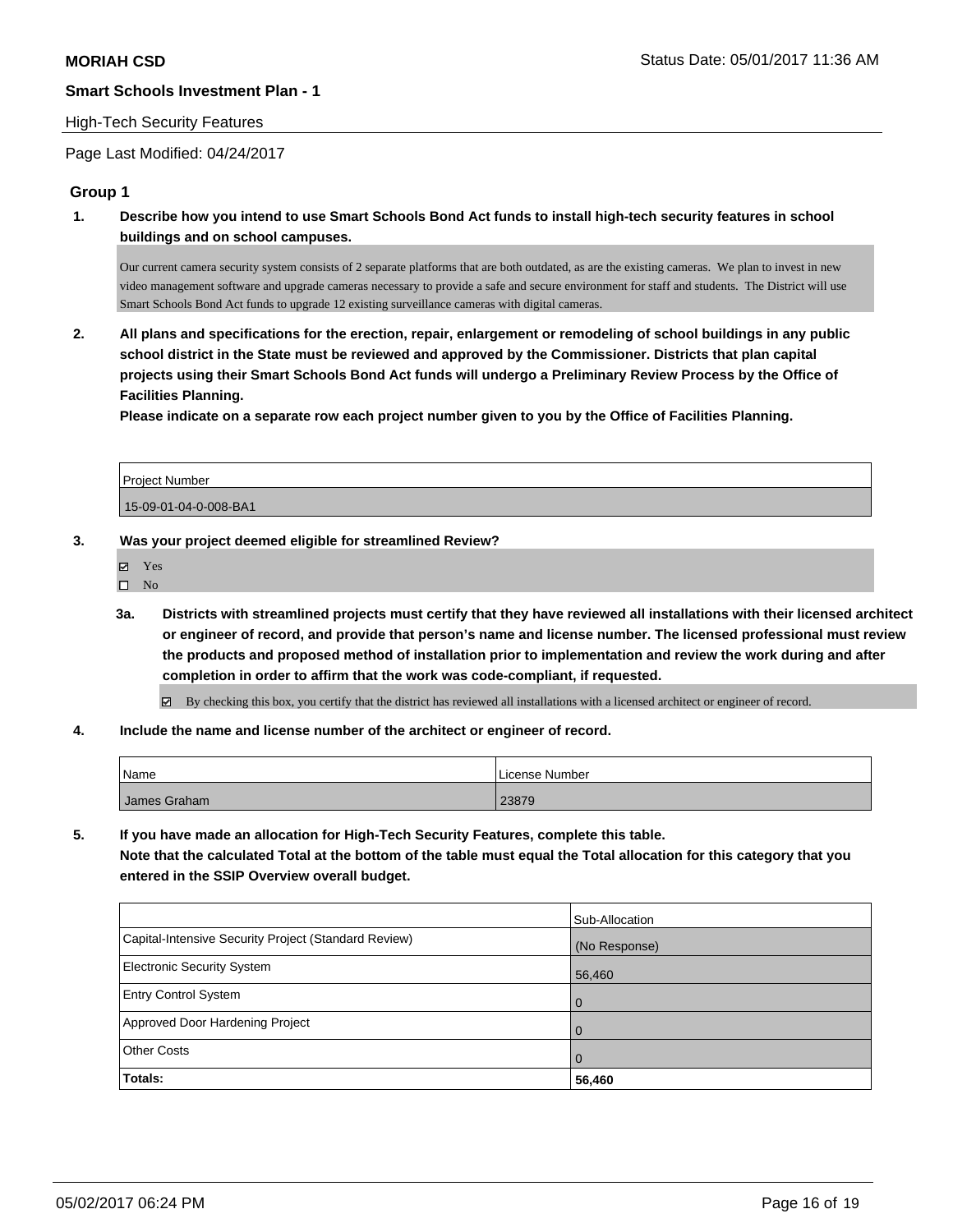**MORIAH CSD** Status Date: 05/01/2017 11:36 AM

**Smart Schools Investment Plan - 1**

High-Tech Security Features

Page Last Modified: 04/24/2017

### Group 1

**1. Describe how you intend to use Smart Schools Bond Act funds to install high-tech security features in school buildings and on school campuses.**

Our current camera security system consists of 2 separate platforms that are both outdated, as are the existing cameras. We plan to invest in new video management software and upgrade cameras necessary to provide a safe and secure environment for staff and students. The District will use Smart Schools Bond Act funds to upgrade 12 existing surveillance cameras with digital cameras.

**2. All plans and specifications for the erection, repair, enlargement or remodeling of school buildings in any public school district in the State must be reviewed and approved by the Commissioner. Districts that plan capital projects using their Smart Schools Bond Act funds will undergo a Preliminary Review Process by the Office of Facilities Planning.**
**Please indicate on a separate row each project number given to you by the Office of Facilities Planning.**

| Project Number |
| --- |
| 15-09-01-04-0-008-BA1 |

**3. Was your project deemed eligible for streamlined Review?**

- ☑ Yes
- ☐ No

**3a. Districts with streamlined projects must certify that they have reviewed all installations with their licensed architect or engineer of record, and provide that person's name and license number. The licensed professional must review the products and proposed method of installation prior to implementation and review the work during and after completion in order to affirm that the work was code-compliant, if requested.**

☑ By checking this box, you certify that the district has reviewed all installations with a licensed architect or engineer of record.

**4. Include the name and license number of the architect or engineer of record.**

| Name | License Number |
| --- | --- |
| James Graham | 23879 |

**5. If you have made an allocation for High-Tech Security Features, complete this table.**
**Note that the calculated Total at the bottom of the table must equal the Total allocation for this category that you entered in the SSIP Overview overall budget.**

| | Sub-Allocation |
| --- | --- |
| Capital-Intensive Security Project (Standard Review) | (No Response) |
| Electronic Security System | 56,460 |
| Entry Control System | 0 |
| Approved Door Hardening Project | 0 |
| Other Costs | 0 |
| **Totals:** | **56,460** |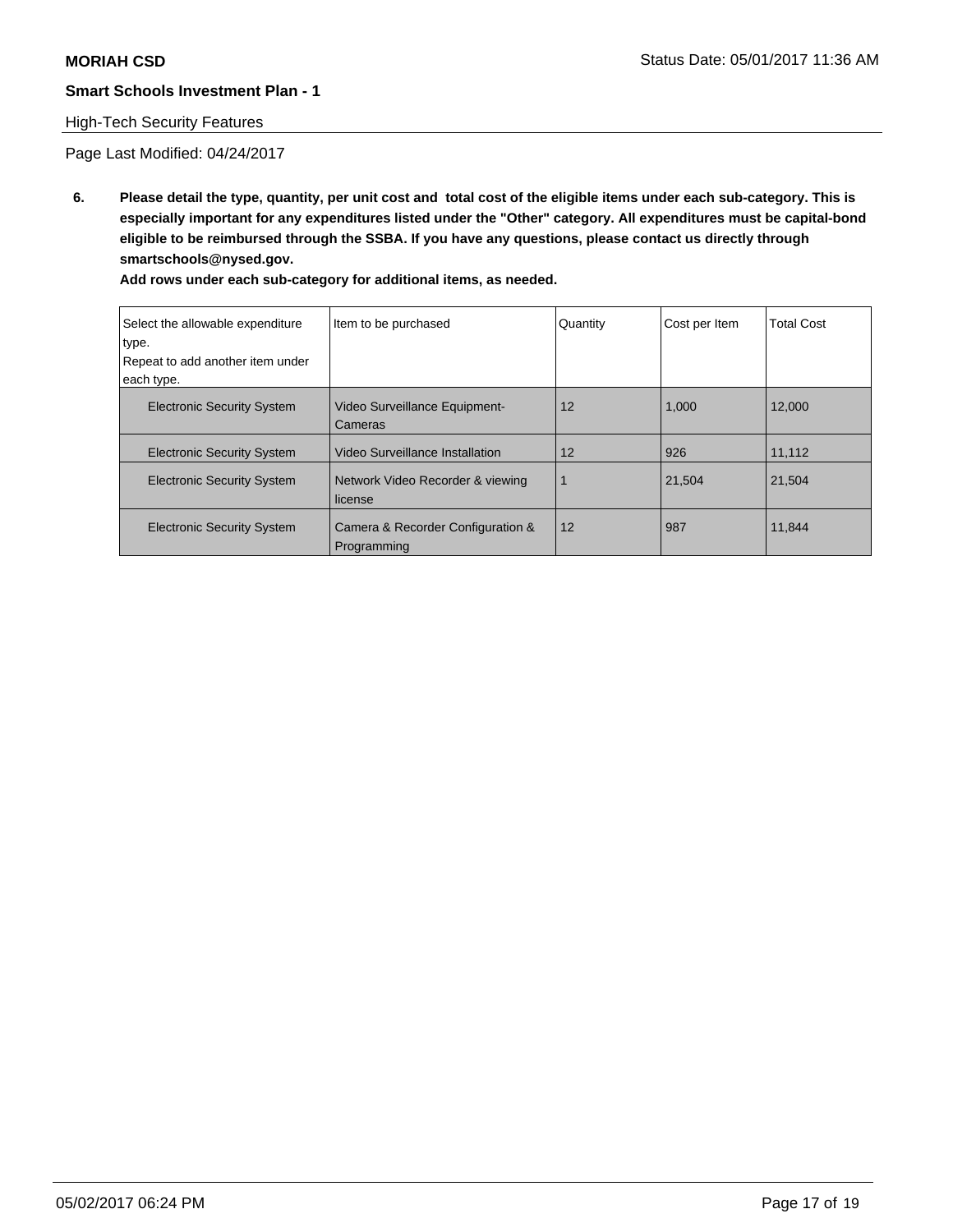**MORIAH CSD**

**Smart Schools Investment Plan - 1**

High-Tech Security Features

Page Last Modified: 04/24/2017

**6. Please detail the type, quantity, per unit cost and total cost of the eligible items under each sub-category. This is especially important for any expenditures listed under the "Other" category. All expenditures must be capital-bond eligible to be reimbursed through the SSBA. If you have any questions, please contact us directly through smartschools@nysed.gov.**

**Add rows under each sub-category for additional items, as needed.**

| Select the allowable expenditure type. Repeat to add another item under each type. | Item to be purchased | Quantity | Cost per Item | Total Cost |
|---|---|---|---|---|
| Electronic Security System | Video Surveillance Equipment-Cameras | 12 | 1,000 | 12,000 |
| Electronic Security System | Video Surveillance Installation | 12 | 926 | 11,112 |
| Electronic Security System | Network Video Recorder & viewing license | 1 | 21,504 | 21,504 |
| Electronic Security System | Camera & Recorder Configuration & Programming | 12 | 987 | 11,844 |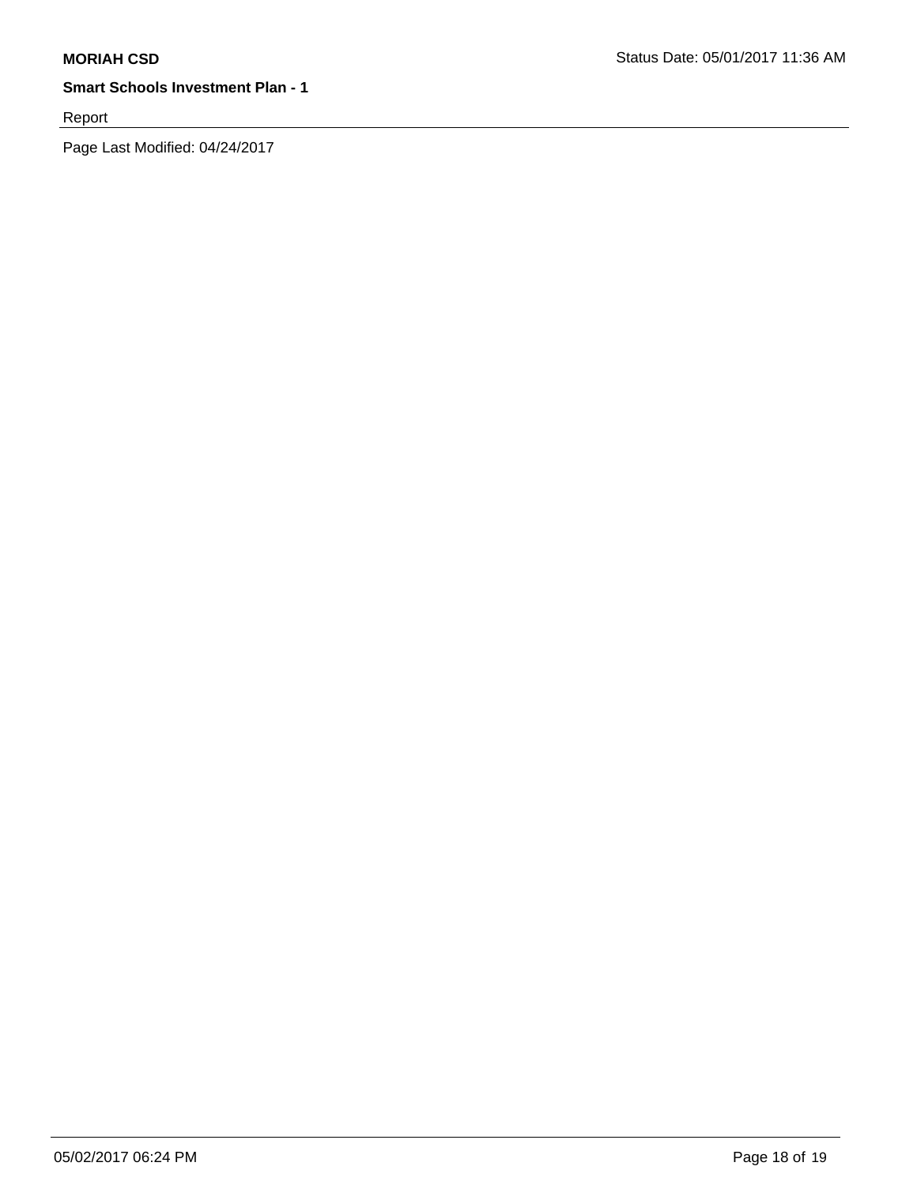Report

Page Last Modified: 04/24/2017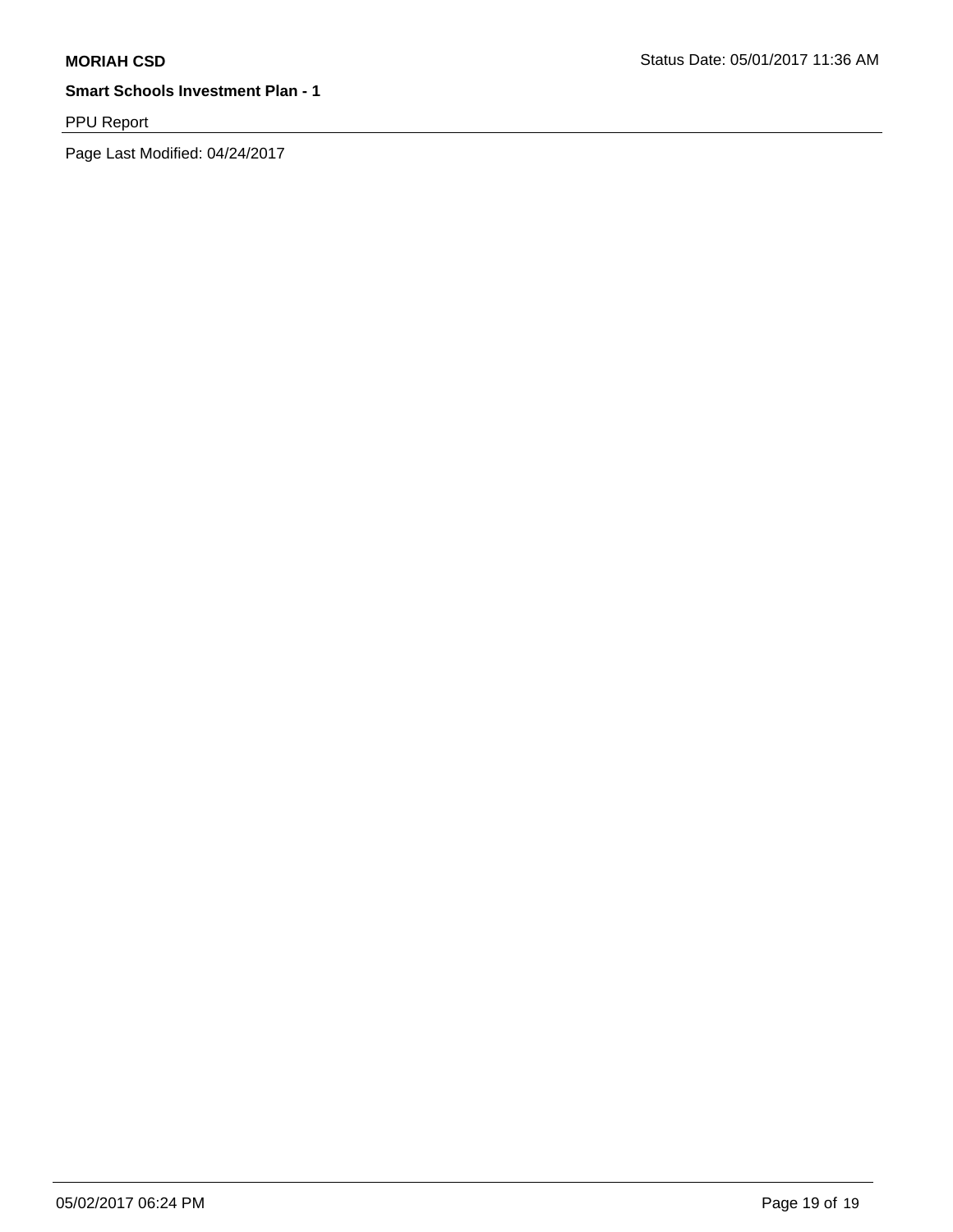**MORIAH CSD**

Status Date: 05/01/2017 11:36 AM

**Smart Schools Investment Plan - 1**

PPU Report

Page Last Modified: 04/24/2017